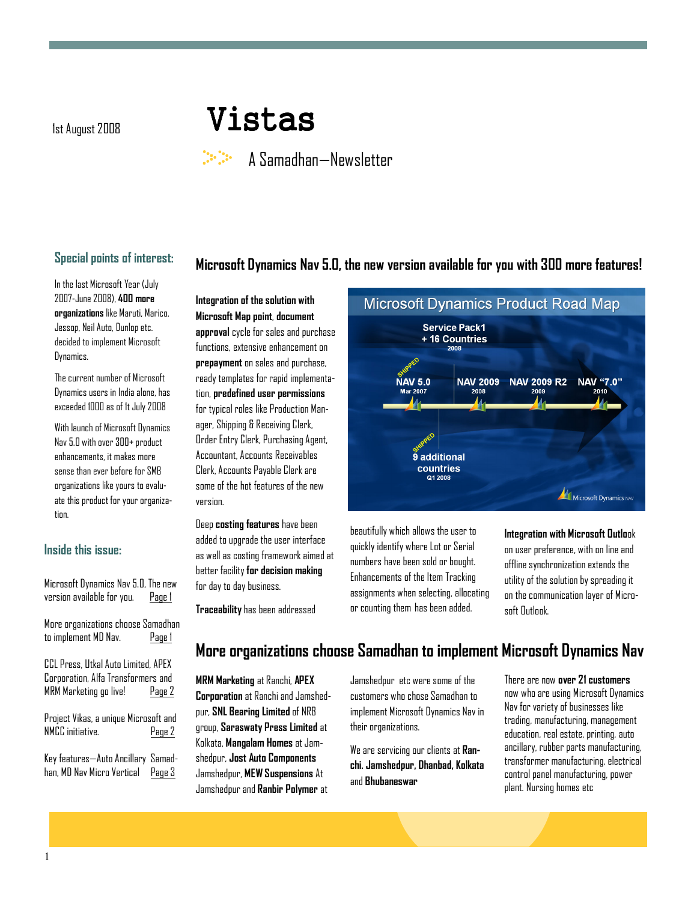1st August 2008

# Vistas

A Samadhan—Newsletter

### Special points of interest:

In the last Microsoft Year (July 2007-June 2008), **400 more organizations** like Maruti, Marico, Jessop, Neil Auto, Dunlop etc. decided to implement Microsoft Dynamics.

The current number of Microsoft Dynamics users in India alone, has exceeded 1000 as of 1t July 2008

With launch of Microsoft Dynamics Nav 5.0 with over 300+ product enhancements, it makes more sense than ever before for SMB organizations like yours to evaluate this product for your organization.

### Inside this issue:

| | |
|---|---|
| Microsoft Dynamics Nav 5.0, The new version available for you. | Page 1 |
| More organizations choose Samadhan to implement MD Nav. | Page 1 |
| CCL Press, Utkal Auto Limited, APEX Corporation, Alfa Transformers and MRM Marketing go live! | Page 2 |
| Project Vikas, a unique Microsoft and NMCC initiative. | Page 2 |
| Key features—Auto Ancillary Samadhan, MD Nav Micro Vertical | Page 3 |

## Microsoft Dynamics Nav 5.0, the new version available for you with 300 more features!

**Integration of the solution with Microsoft Map point**, **document approval** cycle for sales and purchase functions, extensive enhancement on **prepayment** on sales and purchase, ready templates for rapid implementation, **predefined user permissions** for typical roles like Production Manager, Shipping & Receiving Clerk, Order Entry Clerk, Purchasing Agent, Accountant, Accounts Receivables Clerk, Accounts Payable Clerk are some of the hot features of the new version.

Deep **costing features** have been added to upgrade the user interface as well as costing framework aimed at better facility **for decision making** for day to day business.

**Traceability** has been addressed beautifully which allows the user to quickly identify where Lot or Serial numbers have been sold or bought. Enhancements of the Item Tracking assignments when selecting, allocating or counting them has been added.

Microsoft Dynamics Product Road Map

- NAV 5.0 (Mar 2007) — SHIPPED
- 9 additional countries (Q1 2008) — SHIPPED
- Service Pack1 + 16 Countries (2008)
- NAV 2009 (2008)
- NAV 2009 R2 (2009)
- NAV "7.0" (2010)

**Integration with Microsoft Outlo**ok on user preference, with on line and offline synchronization extends the utility of the solution by spreading it on the communication layer of Microsoft Outlook.

## More organizations choose Samadhan to implement Microsoft Dynamics Nav

**MRM Marketing** at Ranchi, **APEX Corporation** at Ranchi and Jamshedpur, **SNL Bearing Limited** of NRB group, **Saraswaty Press Limited** at Kolkata, **Mangalam Homes** at Jamshedpur, **Jost Auto Components** Jamshedpur, **MEW Suspensions** At Jamshedpur and **Ranbir Polymer** at Jamshedpur etc were some of the customers who chose Samadhan to implement Microsoft Dynamics Nav in their organizations.

We are servicing our clients at **Ranchi. Jamshedpur, Dhanbad, Kolkata** and **Bhubaneswar**

There are now **over 21 customers** now who are using Microsoft Dynamics Nav for variety of businesses like trading, manufacturing, management education, real estate, printing, auto ancillary, rubber parts manufacturing, transformer manufacturing, electrical control panel manufacturing, power plant. Nursing homes etc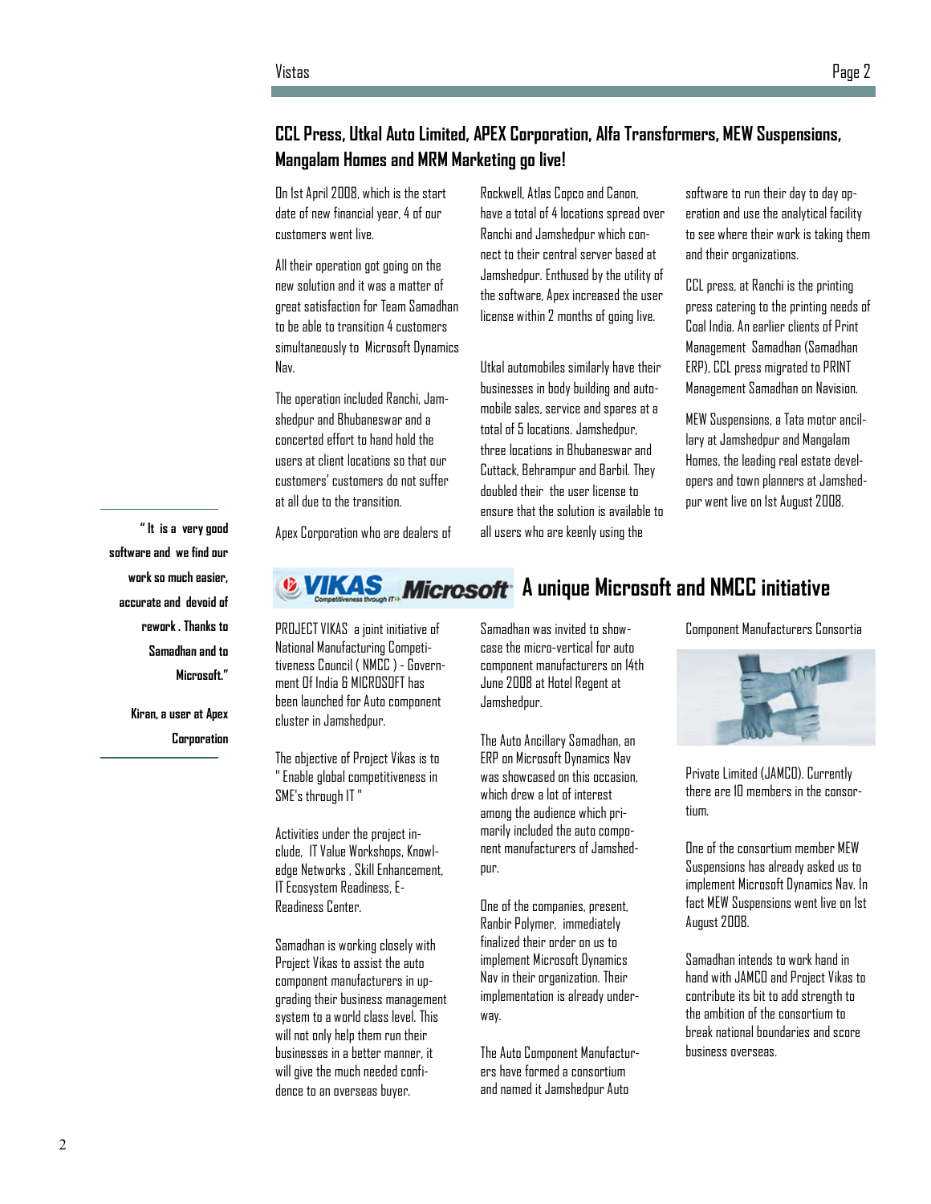## CCL Press, Utkal Auto Limited, APEX Corporation, Alfa Transformers, MEW Suspensions, Mangalam Homes and MRM Marketing go live!

On 1st April 2008, which is the start date of new financial year, 4 of our customers went live.

All their operation got going on the new solution and it was a matter of great satisfaction for Team Samadhan to be able to transition 4 customers simultaneously to Microsoft Dynamics Nav.

The operation included Ranchi, Jamshedpur and Bhubaneswar and a concerted effort to hand hold the users at client locations so that our customers' customers do not suffer at all due to the transition.

Apex Corporation who are dealers of Rockwell, Atlas Copco and Canon, have a total of 4 locations spread over Ranchi and Jamshedpur which connect to their central server based at Jamshedpur. Enthused by the utility of the software, Apex increased the user license within 2 months of going live.

Utkal automobiles similarly have their businesses in body building and automobile sales, service and spares at a total of 5 locations. Jamshedpur, three locations in Bhubaneswar and Cuttack, Behrampur and Barbil. They doubled their the user license to ensure that the solution is available to all users who are keenly using the software to run their day to day operation and use the analytical facility to see where their work is taking them and their organizations.

CCL press, at Ranchi is the printing press catering to the printing needs of Coal India. An earlier clients of Print Management Samadhan (Samadhan ERP), CCL press migrated to PRINT Management Samadhan on Navision.

MEW Suspensions, a Tata motor ancillary at Jamshedpur and Mangalam Homes, the leading real estate developers and town planners at Jamshedpur went live on 1st August 2008.

**" It is a very good software and we find our work so much easier, accurate and devoid of rework . Thanks to Samadhan and to Microsoft."**

**Kiran, a user at Apex Corporation**

## VIKAS Microsoft A unique Microsoft and NMCC initiative

PROJECT VIKAS a joint initiative of National Manufacturing Competitiveness Council ( NMCC ) - Government Of India & MICROSOFT has been launched for Auto component cluster in Jamshedpur.

The objective of Project Vikas is to " Enable global competitiveness in SME's through IT "

Activities under the project include, IT Value Workshops, Knowledge Networks , Skill Enhancement, IT Ecosystem Readiness, E-Readiness Center.

Samadhan is working closely with Project Vikas to assist the auto component manufacturers in upgrading their business management system to a world class level. This will not only help them run their businesses in a better manner, it will give the much needed confidence to an overseas buyer.

Samadhan was invited to showcase the micro-vertical for auto component manufacturers on 14th June 2008 at Hotel Regent at Jamshedpur.

The Auto Ancillary Samadhan, an ERP on Microsoft Dynamics Nav was showcased on this occasion, which drew a lot of interest among the audience which primarily included the auto component manufacturers of Jamshedpur.

One of the companies, present, Ranbir Polymer, immediately finalized their order on us to implement Microsoft Dynamics Nav in their organization. Their implementation is already underway.

The Auto Component Manufacturers have formed a consortium and named it Jamshedpur Auto Component Manufacturers Consortia Private Limited (JAMCO). Currently there are 10 members in the consortium.

One of the consortium member MEW Suspensions has already asked us to implement Microsoft Dynamics Nav. In fact MEW Suspensions went live on 1st August 2008.

Samadhan intends to work hand in hand with JAMCO and Project Vikas to contribute its bit to add strength to the ambition of the consortium to break national boundaries and score business overseas.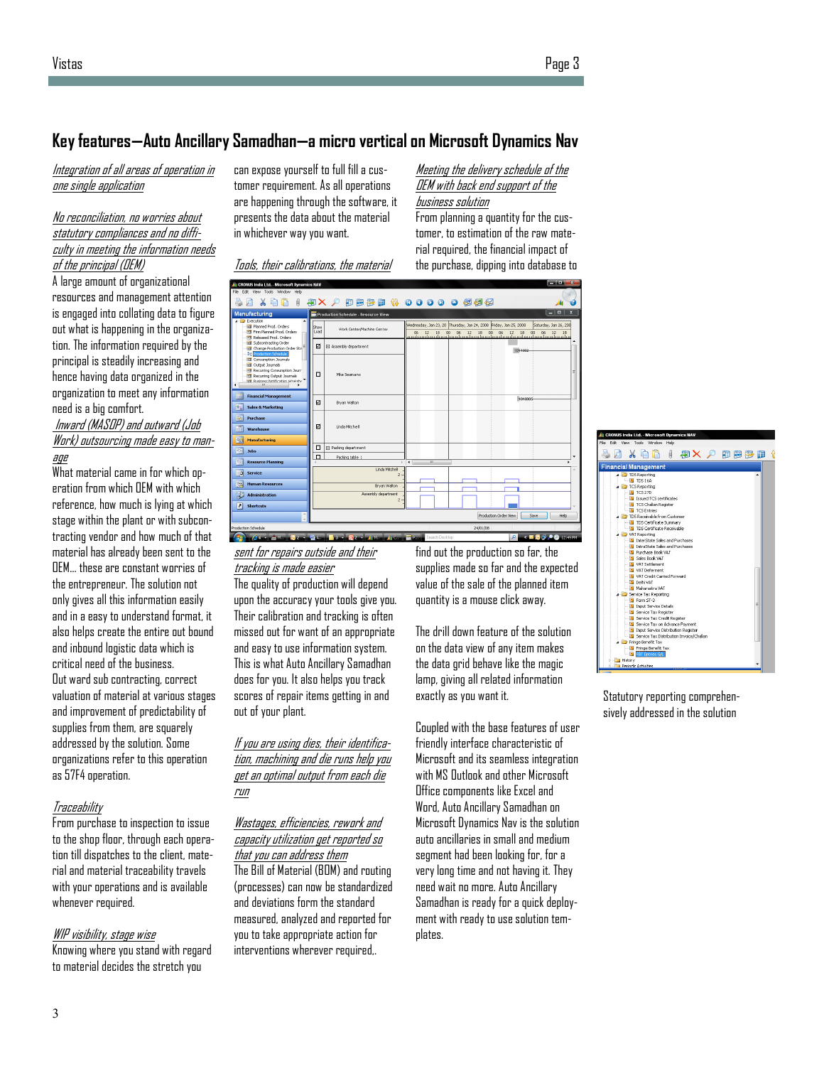## Key features—Auto Ancillary Samadhan—a micro vertical on Microsoft Dynamics Nav

*Integration of all areas of operation in one single application*

*No reconciliation, no worries about statutory compliances and no difficulty in meeting the information needs of the principal (OEM)*

A large amount of organizational resources and management attention is engaged into collating data to figure out what is happening in the organization. The information required by the principal is steadily increasing and hence having data organized in the organization to meet any information need is a big comfort.

*Inward (MASOP) and outward (Job Work) outsourcing made easy to manage*

What material came in for which operation from which OEM with which reference, how much is lying at which stage within the plant or with subcontracting vendor and how much of that material has already been sent to the OEM… these are constant worries of the entrepreneur. The solution not only gives all this information easily and in a easy to understand format, it also helps create the entire out bound and inbound logistic data which is critical need of the business.

Out ward sub contracting, correct valuation of material at various stages and improvement of predictability of supplies from them, are squarely addressed by the solution. Some organizations refer to this operation as 57F4 operation.

*Traceability*

From purchase to inspection to issue to the shop floor, through each operation till dispatches to the client, material and material traceability travels with your operations and is available whenever required.

*WIP visibility, stage wise*

Knowing where you stand with regard to material decides the stretch you can expose yourself to full fill a customer requirement. As all operations are happening through the software, it presents the data about the material in whichever way you want.

*Tools, their calibrations, the material sent for repairs outside and their tracking is made easier*

The quality of production will depend upon the accuracy your tools give you. Their calibration and tracking is often missed out for want of an appropriate and easy to use information system. This is what Auto Ancillary Samadhan does for you. It also helps you track scores of repair items getting in and out of your plant.

*If you are using dies, their identification, machining and die runs help you get an optimal output from each die run*

*Wastages, efficiencies, rework and capacity utilization get reported so that you can address them*

The Bill of Material (BOM) and routing (processes) can now be standardized and deviations form the standard measured, analyzed and reported for you to take appropriate action for interventions wherever required,.

*Meeting the delivery schedule of the OEM with back end support of the business solution*

From planning a quantity for the customer, to estimation of the raw material required, the financial impact of the purchase, dipping into database to find out the production so far, the supplies made so far and the expected value of the sale of the planned item quantity is a mouse click away.

The drill down feature of the solution on the data view of any item makes the data grid behave like the magic lamp, giving all related information exactly as you want it.

Coupled with the base features of user friendly interface characteristic of Microsoft and its seamless integration with MS Outlook and other Microsoft Office components like Excel and Word, Auto Ancillary Samadhan on Microsoft Dynamics Nav is the solution auto ancillaries in small and medium segment had been looking for, for a very long time and not having it. They need wait no more. Auto Ancillary Samadhan is ready for a quick deployment with ready to use solution templates.

Statutory reporting comprehensively addressed in the solution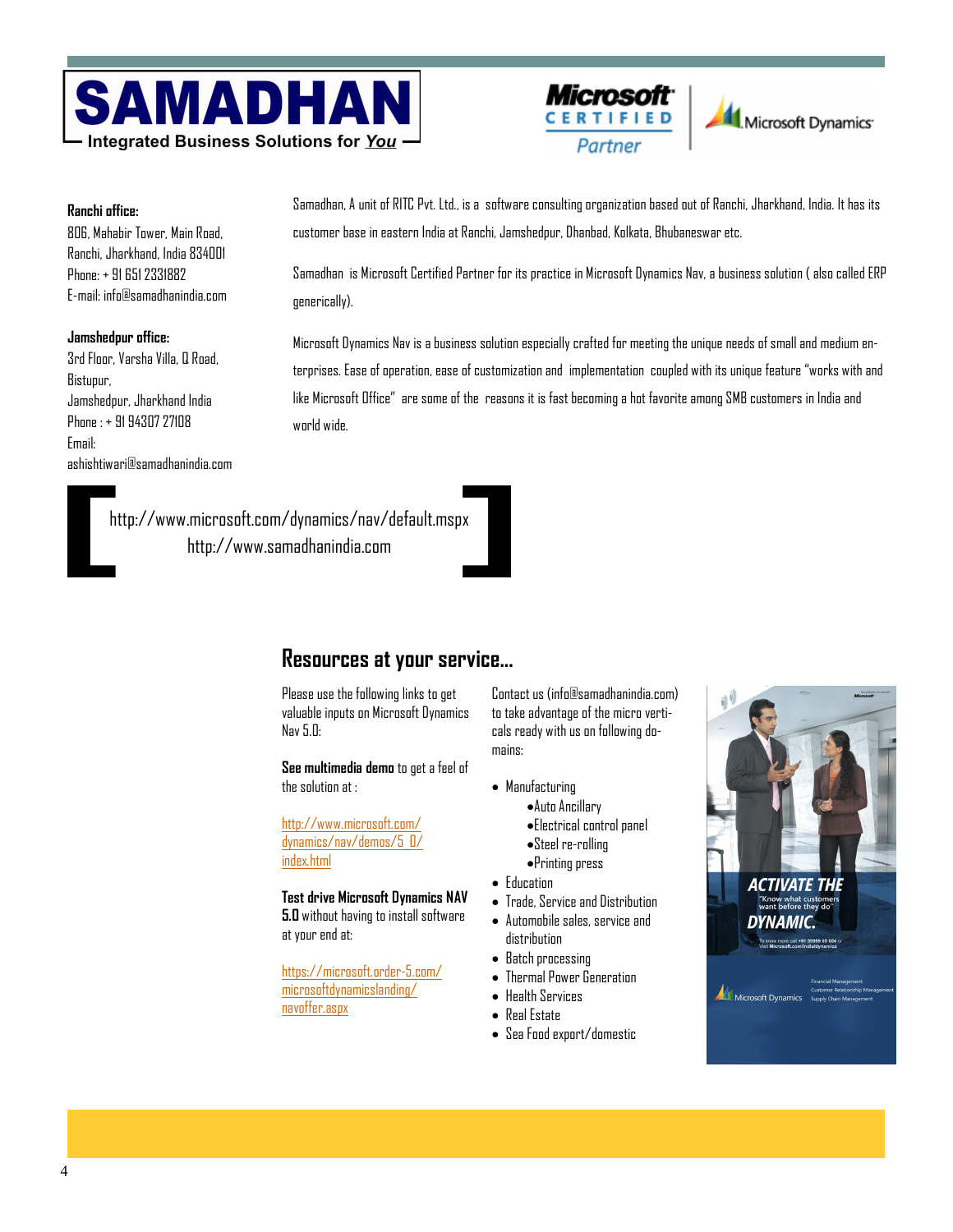# SAMADHAN

Integrated Business Solutions for *You*

Microsoft CERTIFIED Partner | Microsoft Dynamics

**Ranchi office:**
806, Mahabir Tower, Main Road,
Ranchi, Jharkhand, India 834001
Phone: + 91 651 2331882
E-mail: info@samadhanindia.com

**Jamshedpur office:**
3rd Floor, Varsha Villa, Q Road,
Bistupur,
Jamshedpur, Jharkhand India
Phone : + 91 94307 27108
Email:
ashishtiwari@samadhanindia.com

Samadhan, A unit of RITC Pvt. Ltd., is a software consulting organization based out of Ranchi, Jharkhand, India. It has its customer base in eastern India at Ranchi, Jamshedpur, Dhanbad, Kolkata, Bhubaneswar etc.

Samadhan is Microsoft Certified Partner for its practice in Microsoft Dynamics Nav, a business solution ( also called ERP generically).

Microsoft Dynamics Nav is a business solution especially crafted for meeting the unique needs of small and medium enterprises. Ease of operation, ease of customization and implementation coupled with its unique feature "works with and like Microsoft Office" are some of the reasons it is fast becoming a hot favorite among SMB customers in India and world wide.

http://www.microsoft.com/dynamics/nav/default.mspx
http://www.samadhanindia.com

## Resources at your service...

Please use the following links to get valuable inputs on Microsoft Dynamics Nav 5.0:

**See multimedia demo** to get a feel of the solution at :

http://www.microsoft.com/dynamics/nav/demos/5_0/index.html

**Test drive Microsoft Dynamics NAV 5.0** without having to install software at your end at:

https://microsoft.order-5.com/microsoftdynamicslanding/navoffer.aspx

Contact us (info@samadhanindia.com) to take advantage of the micro verticals ready with us on following domains:

- Manufacturing
  - Auto Ancillary
  - Electrical control panel
  - Steel re-rolling
  - Printing press
- Education
- Trade, Service and Distribution
- Automobile sales, service and distribution
- Batch processing
- Thermal Power Generation
- Health Services
- Real Estate
- Sea Food export/domestic

ACTIVATE THE DYNAMIC.
"Know what customers want before they do"